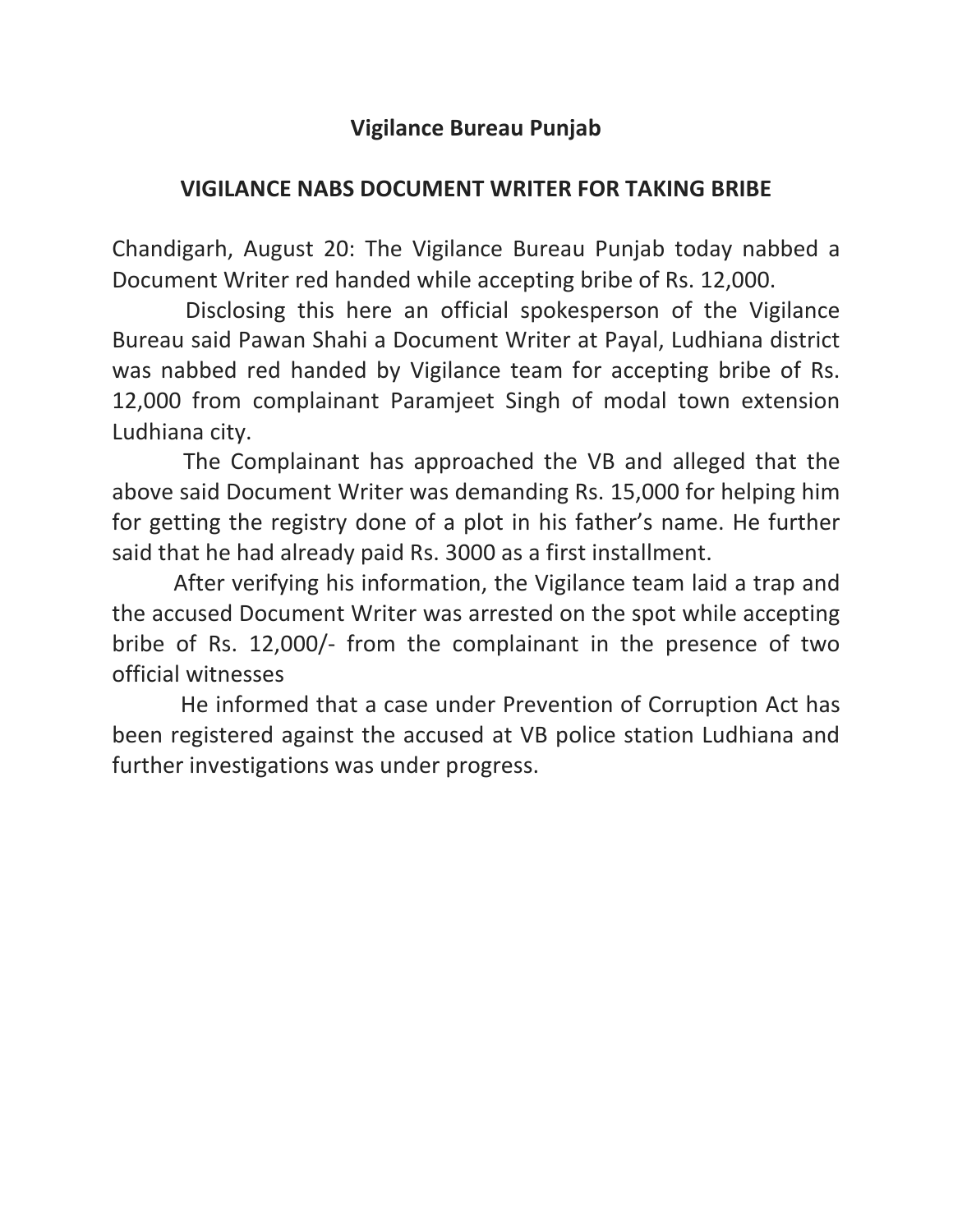# Vigilance Bureau Punjab

## VIGILANCE NABS DOCUMENT WRITER FOR TAKING BRIBE

Chandigarh, August 20: The Vigilance Bureau Punjab today nabbed a Document Writer red handed while accepting bribe of Rs. 12,000.

Disclosing this here an official spokesperson of the Vigilance Bureau said Pawan Shahi a Document Writer at Payal, Ludhiana district was nabbed red handed by Vigilance team for accepting bribe of Rs. 12,000 from complainant Paramjeet Singh of modal town extension Ludhiana city.

The Complainant has approached the VB and alleged that the above said Document Writer was demanding Rs. 15,000 for helping him for getting the registry done of a plot in his father's name. He further said that he had already paid Rs. 3000 as a first installment.

After verifying his information, the Vigilance team laid a trap and the accused Document Writer was arrested on the spot while accepting bribe of Rs. 12,000/- from the complainant in the presence of two official witnesses

He informed that a case under Prevention of Corruption Act has been registered against the accused at VB police station Ludhiana and further investigations was under progress.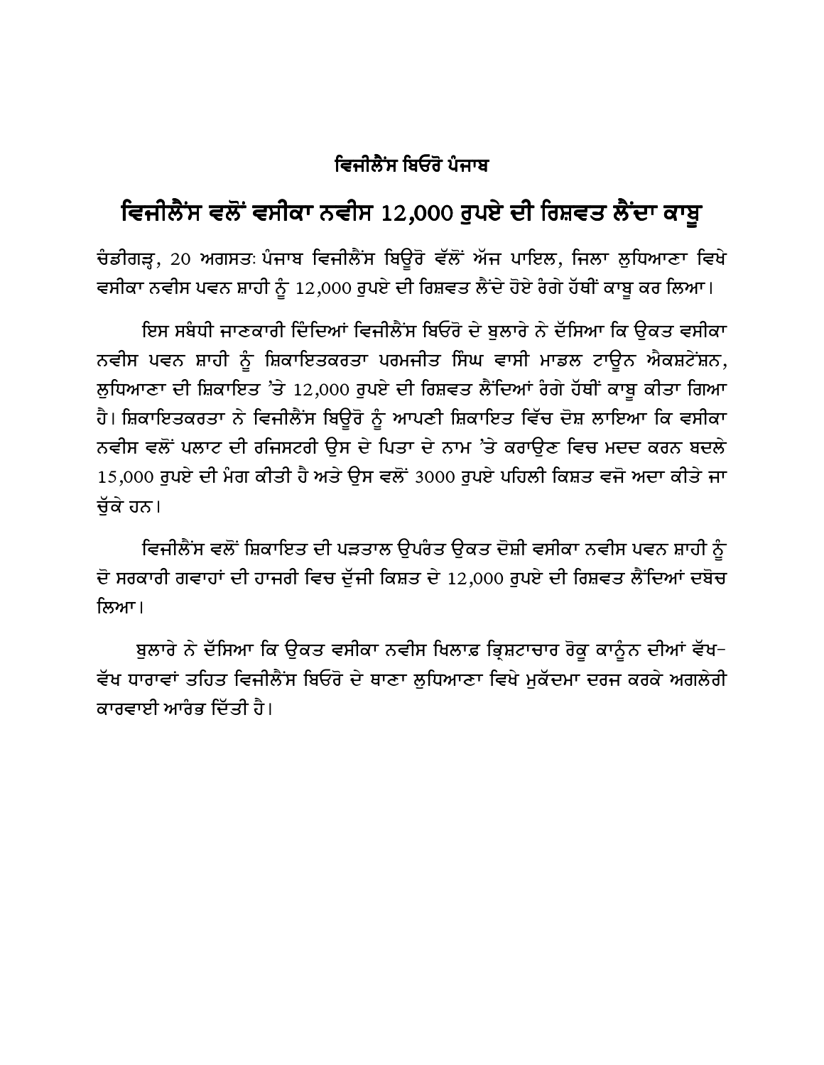**ਵਿਜੀਲੈਂਸ ਬਿਓਰੋ ਪੰਜਾਬ**

## ਵਿਜੀਲੈਂਸ ਵਲੋਂ ਵਸੀਕਾ ਨਵੀਸ 12,000 ਰੁਪਏ ਦੀ ਰਿਸ਼ਵਤ ਲੈਂਦਾ ਕਾਬੂ

ਚੰਡੀਗੜ੍ਹ, 20 ਅਗਸਤ: ਪੰਜਾਬ ਵਿਜੀਲੈਂਸ ਬਿਊਰੋ ਵੱਲੋਂ ਅੱਜ ਪਾਇਲ, ਜਿਲਾ ਲੁਧਿਆਣਾ ਵਿਖੇ ਵਸੀਕਾ ਨਵੀਸ ਪਵਨ ਸ਼ਾਹੀ ਨੂੰ 12,000 ਰੁਪਏ ਦੀ ਰਿਸ਼ਵਤ ਲੈਂਦੇ ਹੋਏ ਰੰਗੇ ਹੱਥੀਂ ਕਾਬੂ ਕਰ ਲਿਆ।

ਇਸ ਸਬੰਧੀ ਜਾਣਕਾਰੀ ਦਿੰਦਿਆਂ ਵਿਜੀਲੈਂਸ ਬਿਓਰੋ ਦੇ ਬੁਲਾਰੇ ਨੇ ਦੱਸਿਆ ਕਿ ਉਕਤ ਵਸੀਕਾ ਨਵੀਸ ਪਵਨ ਸ਼ਾਹੀ ਨੂੰ ਸ਼ਿਕਾਇਤਕਰਤਾ ਪਰਮਜੀਤ ਸਿੰਘ ਵਾਸੀ ਮਾਡਲ ਟਾਊਨ ਐਕਸ਼ਟੇਂਸ਼ਨ, ਲੁਧਿਆਣਾ ਦੀ ਸ਼ਿਕਾਇਤ 'ਤੇ 12,000 ਰੁਪਏ ਦੀ ਰਿਸ਼ਵਤ ਲੈਂਦਿਆਂ ਰੰਗੇ ਹੱਥੀਂ ਕਾਬੂ ਕੀਤਾ ਗਿਆ ਹੈ। ਸ਼ਿਕਾਇਤਕਰਤਾ ਨੇ ਵਿਜੀਲੈਂਸ ਬਿਊਰੋ ਨੂੰ ਆਪਣੀ ਸ਼ਿਕਾਇਤ ਵਿੱਚ ਦੋਸ਼ ਲਾਇਆ ਕਿ ਵਸੀਕਾ ਨਵੀਸ ਵਲੋਂ ਪਲਾਟ ਦੀ ਰਜਿਸਟਰੀ ਉਸ ਦੇ ਪਿਤਾ ਦੇ ਨਾਮ 'ਤੇ ਕਰਾਉਣ ਵਿਚ ਮਦਦ ਕਰਨ ਬਦਲੇ 15,000 ਰੁਪਏ ਦੀ ਮੰਗ ਕੀਤੀ ਹੈ ਅਤੇ ਉਸ ਵਲੋਂ 3000 ਰੁਪਏ ਪਹਿਲੀ ਕਿਸ਼ਤ ਵਜੋ ਅਦਾ ਕੀਤੇ ਜਾ ਚੁੱਕੇ ਹਨ।

ਵਿਜੀਲੈਂਸ ਵਲੋਂ ਸ਼ਿਕਾਇਤ ਦੀ ਪੜਤਾਲ ਉਪਰੰਤ ਉਕਤ ਦੋਸ਼ੀ ਵਸੀਕਾ ਨਵੀਸ ਪਵਨ ਸ਼ਾਹੀ ਨੂੰ ਦੋ ਸਰਕਾਰੀ ਗਵਾਹਾਂ ਦੀ ਹਾਜਰੀ ਵਿਚ ਦੂੱਜੀ ਕਿਸ਼ਤ ਦੇ 12,000 ਰੁਪਏ ਦੀ ਰਿਸ਼ਵਤ ਲੈਂਦਿਆਂ ਦਬੋਚ ਲਿਆ।

ਬੁਲਾਰੇ ਨੇ ਦੱਸਿਆ ਕਿ ਉਕਤ ਵਸੀਕਾ ਨਵੀਸ ਖਿਲਾਫ਼ ਭ੍ਰਿਸ਼ਟਾਚਾਰ ਰੋਕੂ ਕਾਨੂੰਨ ਦੀਆਂ ਵੱਖ-ਵੱਖ ਧਾਰਾਵਾਂ ਤਹਿਤ ਵਿਜੀਲੈਂਸ ਬਿਓਰੋ ਦੇ ਥਾਣਾ ਲੁਧਿਆਣਾ ਵਿਖੇ ਮੁਕੱਦਮਾ ਦਰਜ ਕਰਕੇ ਅਗਲੇਰੀ ਕਾਰਵਾਈ ਆਰੰਭ ਦਿੱਤੀ ਹੈ।